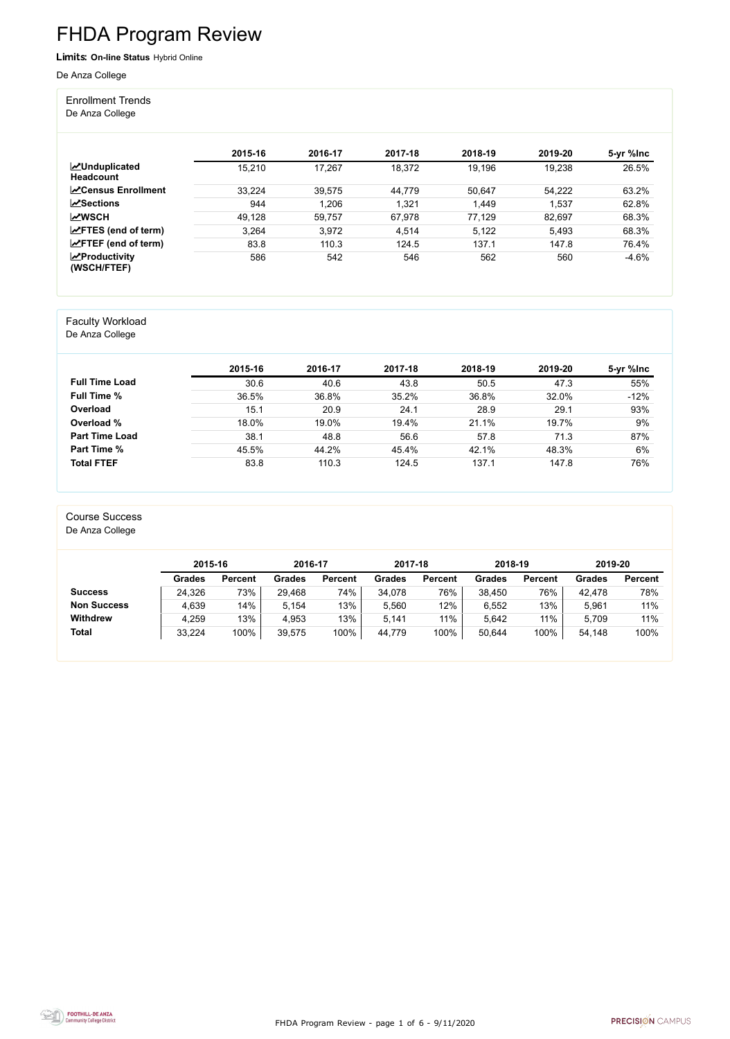# FHDA Program Review

**Limits: On-line Status** Hybrid Online

De Anza College

## Enrollment Trends

De Anza College

| | 2015-16 | 2016-17 | 2017-18 | 2018-19 | 2019-20 | 5-yr %Inc |
|---|---|---|---|---|---|---|
| **Unduplicated Headcount** | 15,210 | 17,267 | 18,372 | 19,196 | 19,238 | 26.5% |
| **Census Enrollment** | 33,224 | 39,575 | 44,779 | 50,647 | 54,222 | 63.2% |
| **Sections** | 944 | 1,206 | 1,321 | 1,449 | 1,537 | 62.8% |
| **WSCH** | 49,128 | 59,757 | 67,978 | 77,129 | 82,697 | 68.3% |
| **FTES (end of term)** | 3,264 | 3,972 | 4,514 | 5,122 | 5,493 | 68.3% |
| **FTEF (end of term)** | 83.8 | 110.3 | 124.5 | 137.1 | 147.8 | 76.4% |
| **Productivity (WSCH/FTEF)** | 586 | 542 | 546 | 562 | 560 | -4.6% |

## Faculty Workload

De Anza College

| | 2015-16 | 2016-17 | 2017-18 | 2018-19 | 2019-20 | 5-yr %Inc |
|---|---|---|---|---|---|---|
| **Full Time Load** | 30.6 | 40.6 | 43.8 | 50.5 | 47.3 | 55% |
| **Full Time %** | 36.5% | 36.8% | 35.2% | 36.8% | 32.0% | -12% |
| **Overload** | 15.1 | 20.9 | 24.1 | 28.9 | 29.1 | 93% |
| **Overload %** | 18.0% | 19.0% | 19.4% | 21.1% | 19.7% | 9% |
| **Part Time Load** | 38.1 | 48.8 | 56.6 | 57.8 | 71.3 | 87% |
| **Part Time %** | 45.5% | 44.2% | 45.4% | 42.1% | 48.3% | 6% |
| **Total FTEF** | 83.8 | 110.3 | 124.5 | 137.1 | 147.8 | 76% |

## Course Success

De Anza College

| | 2015-16 | | 2016-17 | | 2017-18 | | 2018-19 | | 2019-20 | |
|---|---|---|---|---|---|---|---|---|---|---|
| | **Grades** | **Percent** | **Grades** | **Percent** | **Grades** | **Percent** | **Grades** | **Percent** | **Grades** | **Percent** |
| **Success** | 24,326 | 73% | 29,468 | 74% | 34,078 | 76% | 38,450 | 76% | 42,478 | 78% |
| **Non Success** | 4,639 | 14% | 5,154 | 13% | 5,560 | 12% | 6,552 | 13% | 5,961 | 11% |
| **Withdrew** | 4,259 | 13% | 4,953 | 13% | 5,141 | 11% | 5,642 | 11% | 5,709 | 11% |
| **Total** | 33,224 | 100% | 39,575 | 100% | 44,779 | 100% | 50,644 | 100% | 54,148 | 100% |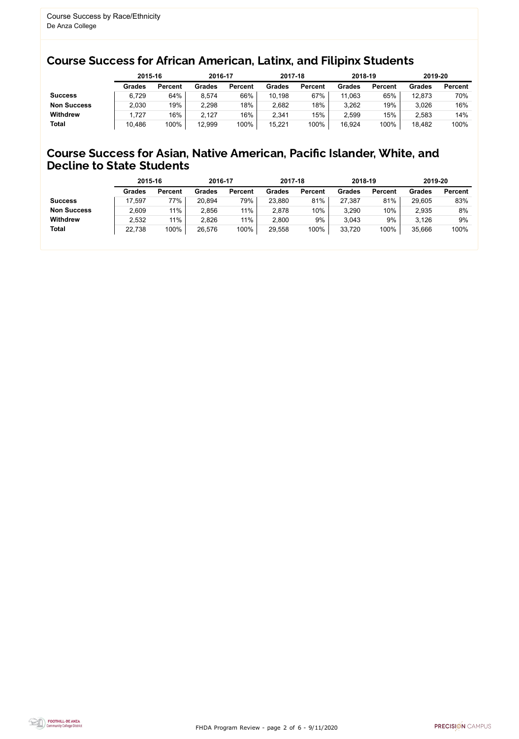Course Success by Race/Ethnicity
De Anza College

## Course Success for African American, Latinx, and Filipinx Students

| | 2015-16 | | 2016-17 | | 2017-18 | | 2018-19 | | 2019-20 | |
|---|---|---|---|---|---|---|---|---|---|---|
| | **Grades** | **Percent** | **Grades** | **Percent** | **Grades** | **Percent** | **Grades** | **Percent** | **Grades** | **Percent** |
| **Success** | 6,729 | 64% | 8,574 | 66% | 10,198 | 67% | 11,063 | 65% | 12,873 | 70% |
| **Non Success** | 2,030 | 19% | 2,298 | 18% | 2,682 | 18% | 3,262 | 19% | 3,026 | 16% |
| **Withdrew** | 1,727 | 16% | 2,127 | 16% | 2,341 | 15% | 2,599 | 15% | 2,583 | 14% |
| **Total** | 10,486 | 100% | 12,999 | 100% | 15,221 | 100% | 16,924 | 100% | 18,482 | 100% |

## Course Success for Asian, Native American, Pacific Islander, White, and Decline to State Students

| | 2015-16 | | 2016-17 | | 2017-18 | | 2018-19 | | 2019-20 | |
|---|---|---|---|---|---|---|---|---|---|---|
| | **Grades** | **Percent** | **Grades** | **Percent** | **Grades** | **Percent** | **Grades** | **Percent** | **Grades** | **Percent** |
| **Success** | 17,597 | 77% | 20,894 | 79% | 23,880 | 81% | 27,387 | 81% | 29,605 | 83% |
| **Non Success** | 2,609 | 11% | 2,856 | 11% | 2,878 | 10% | 3,290 | 10% | 2,935 | 8% |
| **Withdrew** | 2,532 | 11% | 2,826 | 11% | 2,800 | 9% | 3,043 | 9% | 3,126 | 9% |
| **Total** | 22,738 | 100% | 26,576 | 100% | 29,558 | 100% | 33,720 | 100% | 35,666 | 100% |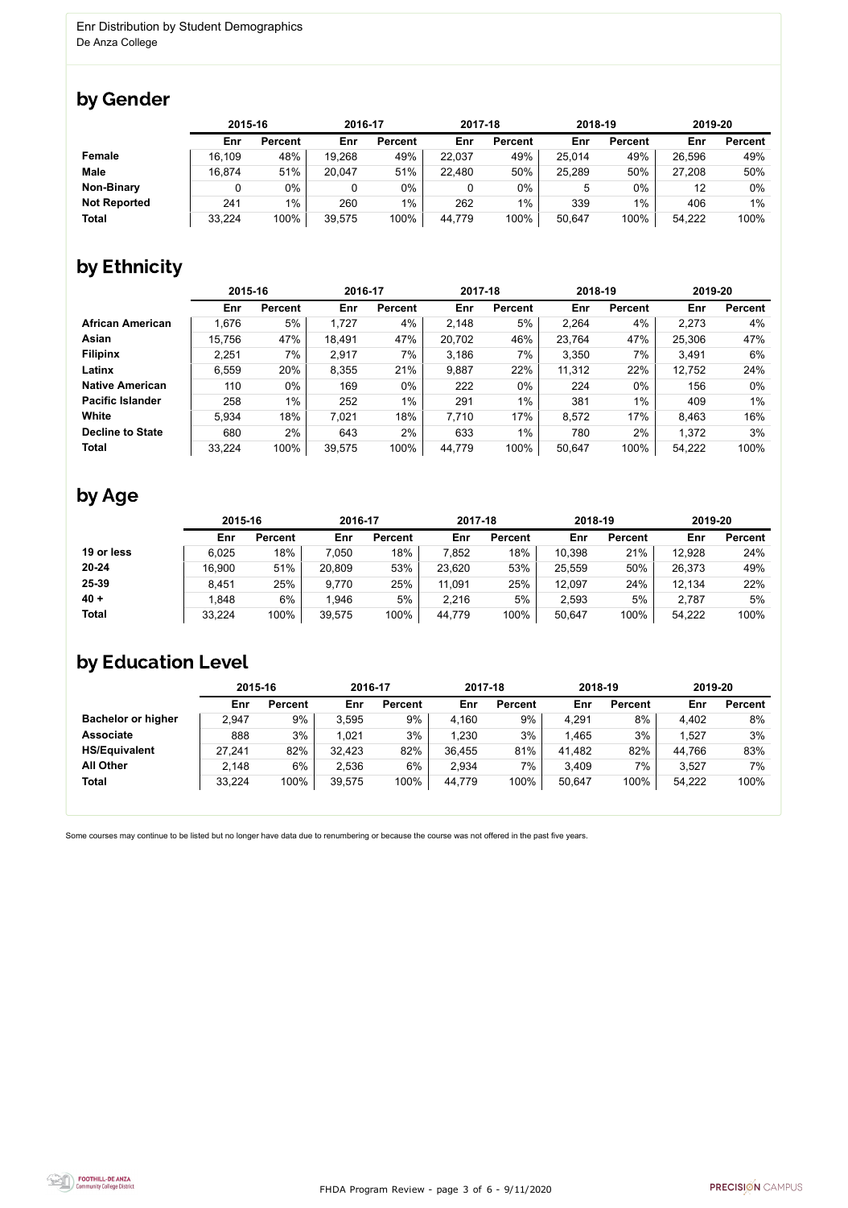Enr Distribution by Student Demographics
De Anza College

## by Gender

| | 2015-16 | | 2016-17 | | 2017-18 | | 2018-19 | | 2019-20 | |
|---|---|---|---|---|---|---|---|---|---|---|
| | Enr | Percent | Enr | Percent | Enr | Percent | Enr | Percent | Enr | Percent |
| **Female** | 16,109 | 48% | 19,268 | 49% | 22,037 | 49% | 25,014 | 49% | 26,596 | 49% |
| **Male** | 16,874 | 51% | 20,047 | 51% | 22,480 | 50% | 25,289 | 50% | 27,208 | 50% |
| **Non-Binary** | 0 | 0% | 0 | 0% | 0 | 0% | 5 | 0% | 12 | 0% |
| **Not Reported** | 241 | 1% | 260 | 1% | 262 | 1% | 339 | 1% | 406 | 1% |
| **Total** | 33,224 | 100% | 39,575 | 100% | 44,779 | 100% | 50,647 | 100% | 54,222 | 100% |

## by Ethnicity

| | 2015-16 | | 2016-17 | | 2017-18 | | 2018-19 | | 2019-20 | |
|---|---|---|---|---|---|---|---|---|---|---|
| | Enr | Percent | Enr | Percent | Enr | Percent | Enr | Percent | Enr | Percent |
| **African American** | 1,676 | 5% | 1,727 | 4% | 2,148 | 5% | 2,264 | 4% | 2,273 | 4% |
| **Asian** | 15,756 | 47% | 18,491 | 47% | 20,702 | 46% | 23,764 | 47% | 25,306 | 47% |
| **Filipinx** | 2,251 | 7% | 2,917 | 7% | 3,186 | 7% | 3,350 | 7% | 3,491 | 6% |
| **Latinx** | 6,559 | 20% | 8,355 | 21% | 9,887 | 22% | 11,312 | 22% | 12,752 | 24% |
| **Native American** | 110 | 0% | 169 | 0% | 222 | 0% | 224 | 0% | 156 | 0% |
| **Pacific Islander** | 258 | 1% | 252 | 1% | 291 | 1% | 381 | 1% | 409 | 1% |
| **White** | 5,934 | 18% | 7,021 | 18% | 7,710 | 17% | 8,572 | 17% | 8,463 | 16% |
| **Decline to State** | 680 | 2% | 643 | 2% | 633 | 1% | 780 | 2% | 1,372 | 3% |
| **Total** | 33,224 | 100% | 39,575 | 100% | 44,779 | 100% | 50,647 | 100% | 54,222 | 100% |

## by Age

| | 2015-16 | | 2016-17 | | 2017-18 | | 2018-19 | | 2019-20 | |
|---|---|---|---|---|---|---|---|---|---|---|
| | Enr | Percent | Enr | Percent | Enr | Percent | Enr | Percent | Enr | Percent |
| **19 or less** | 6,025 | 18% | 7,050 | 18% | 7,852 | 18% | 10,398 | 21% | 12,928 | 24% |
| **20-24** | 16,900 | 51% | 20,809 | 53% | 23,620 | 53% | 25,559 | 50% | 26,373 | 49% |
| **25-39** | 8,451 | 25% | 9,770 | 25% | 11,091 | 25% | 12,097 | 24% | 12,134 | 22% |
| **40 +** | 1,848 | 6% | 1,946 | 5% | 2,216 | 5% | 2,593 | 5% | 2,787 | 5% |
| **Total** | 33,224 | 100% | 39,575 | 100% | 44,779 | 100% | 50,647 | 100% | 54,222 | 100% |

## by Education Level

| | 2015-16 | | 2016-17 | | 2017-18 | | 2018-19 | | 2019-20 | |
|---|---|---|---|---|---|---|---|---|---|---|
| | Enr | Percent | Enr | Percent | Enr | Percent | Enr | Percent | Enr | Percent |
| **Bachelor or higher** | 2,947 | 9% | 3,595 | 9% | 4,160 | 9% | 4,291 | 8% | 4,402 | 8% |
| **Associate** | 888 | 3% | 1,021 | 3% | 1,230 | 3% | 1,465 | 3% | 1,527 | 3% |
| **HS/Equivalent** | 27,241 | 82% | 32,423 | 82% | 36,455 | 81% | 41,482 | 82% | 44,766 | 83% |
| **All Other** | 2,148 | 6% | 2,536 | 6% | 2,934 | 7% | 3,409 | 7% | 3,527 | 7% |
| **Total** | 33,224 | 100% | 39,575 | 100% | 44,779 | 100% | 50,647 | 100% | 54,222 | 100% |

Some courses may continue to be listed but no longer have data due to renumbering or because the course was not offered in the past five years.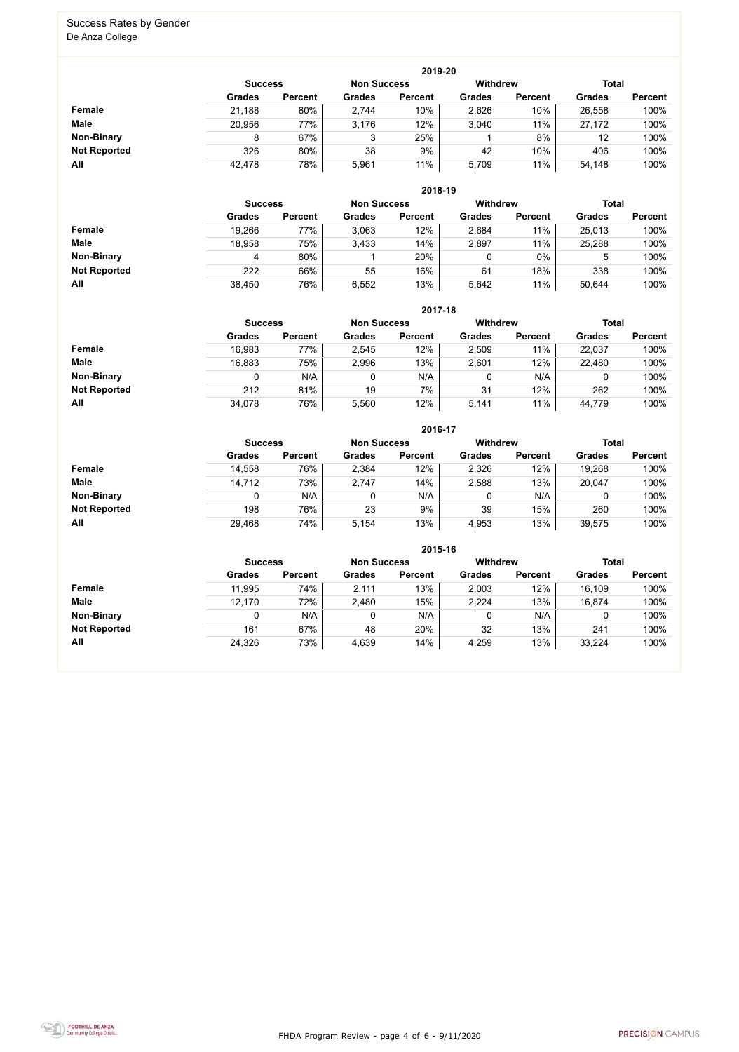# Success Rates by Gender

De Anza College

### 2019-20

| | Success | | Non Success | | Withdrew | | Total | |
|---|---|---|---|---|---|---|---|---|
| | Grades | Percent | Grades | Percent | Grades | Percent | Grades | Percent |
| **Female** | 21,188 | 80% | 2,744 | 10% | 2,626 | 10% | 26,558 | 100% |
| **Male** | 20,956 | 77% | 3,176 | 12% | 3,040 | 11% | 27,172 | 100% |
| **Non-Binary** | 8 | 67% | 3 | 25% | 1 | 8% | 12 | 100% |
| **Not Reported** | 326 | 80% | 38 | 9% | 42 | 10% | 406 | 100% |
| **All** | 42,478 | 78% | 5,961 | 11% | 5,709 | 11% | 54,148 | 100% |

### 2018-19

| | Success | | Non Success | | Withdrew | | Total | |
|---|---|---|---|---|---|---|---|---|
| | Grades | Percent | Grades | Percent | Grades | Percent | Grades | Percent |
| **Female** | 19,266 | 77% | 3,063 | 12% | 2,684 | 11% | 25,013 | 100% |
| **Male** | 18,958 | 75% | 3,433 | 14% | 2,897 | 11% | 25,288 | 100% |
| **Non-Binary** | 4 | 80% | 1 | 20% | 0 | 0% | 5 | 100% |
| **Not Reported** | 222 | 66% | 55 | 16% | 61 | 18% | 338 | 100% |
| **All** | 38,450 | 76% | 6,552 | 13% | 5,642 | 11% | 50,644 | 100% |

### 2017-18

| | Success | | Non Success | | Withdrew | | Total | |
|---|---|---|---|---|---|---|---|---|
| | Grades | Percent | Grades | Percent | Grades | Percent | Grades | Percent |
| **Female** | 16,983 | 77% | 2,545 | 12% | 2,509 | 11% | 22,037 | 100% |
| **Male** | 16,883 | 75% | 2,996 | 13% | 2,601 | 12% | 22,480 | 100% |
| **Non-Binary** | 0 | N/A | 0 | N/A | 0 | N/A | 0 | 100% |
| **Not Reported** | 212 | 81% | 19 | 7% | 31 | 12% | 262 | 100% |
| **All** | 34,078 | 76% | 5,560 | 12% | 5,141 | 11% | 44,779 | 100% |

### 2016-17

| | Success | | Non Success | | Withdrew | | Total | |
|---|---|---|---|---|---|---|---|---|
| | Grades | Percent | Grades | Percent | Grades | Percent | Grades | Percent |
| **Female** | 14,558 | 76% | 2,384 | 12% | 2,326 | 12% | 19,268 | 100% |
| **Male** | 14,712 | 73% | 2,747 | 14% | 2,588 | 13% | 20,047 | 100% |
| **Non-Binary** | 0 | N/A | 0 | N/A | 0 | N/A | 0 | 100% |
| **Not Reported** | 198 | 76% | 23 | 9% | 39 | 15% | 260 | 100% |
| **All** | 29,468 | 74% | 5,154 | 13% | 4,953 | 13% | 39,575 | 100% |

### 2015-16

| | Success | | Non Success | | Withdrew | | Total | |
|---|---|---|---|---|---|---|---|---|
| | Grades | Percent | Grades | Percent | Grades | Percent | Grades | Percent |
| **Female** | 11,995 | 74% | 2,111 | 13% | 2,003 | 12% | 16,109 | 100% |
| **Male** | 12,170 | 72% | 2,480 | 15% | 2,224 | 13% | 16,874 | 100% |
| **Non-Binary** | 0 | N/A | 0 | N/A | 0 | N/A | 0 | 100% |
| **Not Reported** | 161 | 67% | 48 | 20% | 32 | 13% | 241 | 100% |
| **All** | 24,326 | 73% | 4,639 | 14% | 4,259 | 13% | 33,224 | 100% |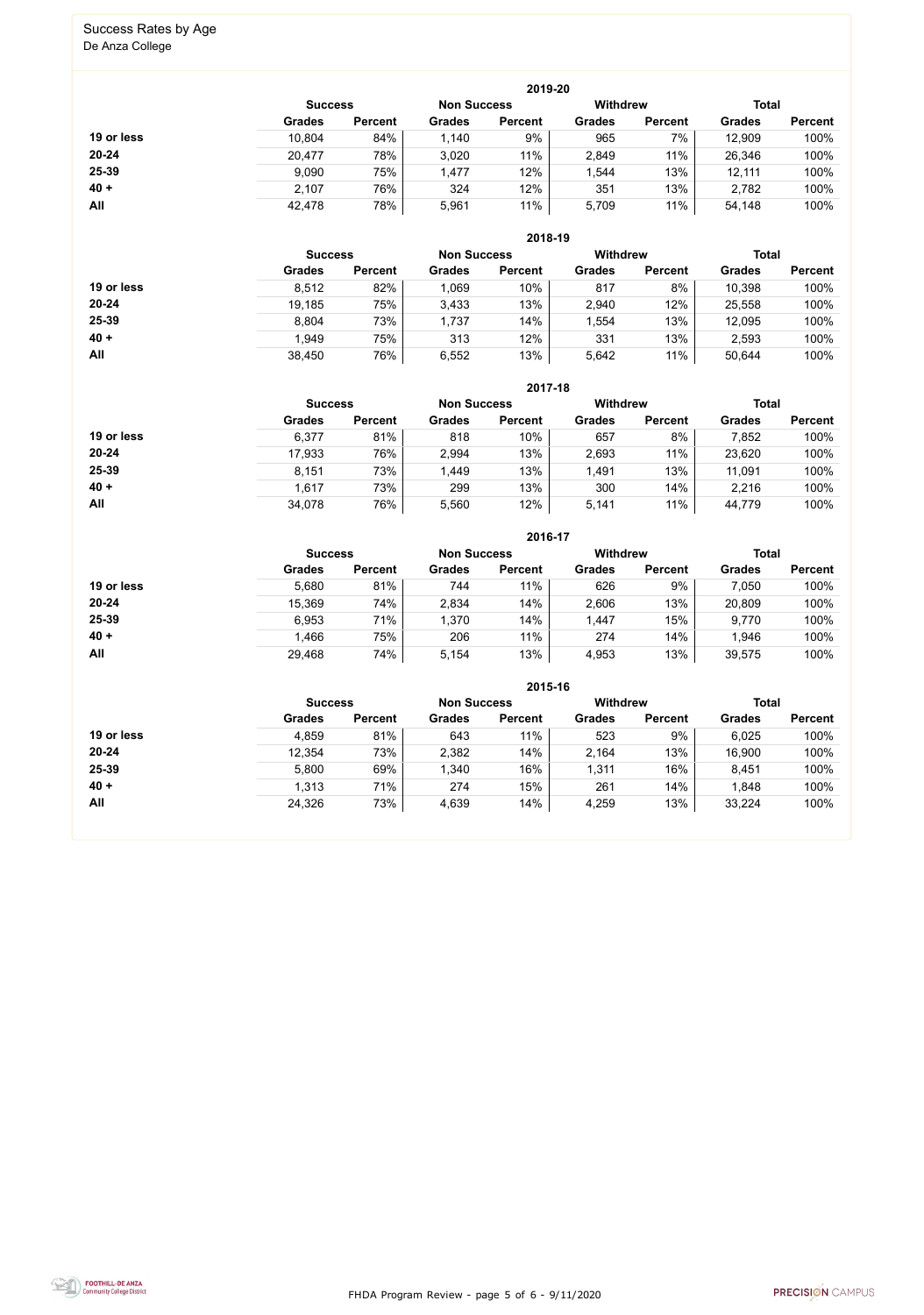# Success Rates by Age

De Anza College

## 2019-20

| | Success | | Non Success | | Withdrew | | Total | |
|---|---|---|---|---|---|---|---|---|
| | Grades | Percent | Grades | Percent | Grades | Percent | Grades | Percent |
| **19 or less** | 10,804 | 84% | 1,140 | 9% | 965 | 7% | 12,909 | 100% |
| **20-24** | 20,477 | 78% | 3,020 | 11% | 2,849 | 11% | 26,346 | 100% |
| **25-39** | 9,090 | 75% | 1,477 | 12% | 1,544 | 13% | 12,111 | 100% |
| **40 +** | 2,107 | 76% | 324 | 12% | 351 | 13% | 2,782 | 100% |
| **All** | 42,478 | 78% | 5,961 | 11% | 5,709 | 11% | 54,148 | 100% |

## 2018-19

| | Success | | Non Success | | Withdrew | | Total | |
|---|---|---|---|---|---|---|---|---|
| | Grades | Percent | Grades | Percent | Grades | Percent | Grades | Percent |
| **19 or less** | 8,512 | 82% | 1,069 | 10% | 817 | 8% | 10,398 | 100% |
| **20-24** | 19,185 | 75% | 3,433 | 13% | 2,940 | 12% | 25,558 | 100% |
| **25-39** | 8,804 | 73% | 1,737 | 14% | 1,554 | 13% | 12,095 | 100% |
| **40 +** | 1,949 | 75% | 313 | 12% | 331 | 13% | 2,593 | 100% |
| **All** | 38,450 | 76% | 6,552 | 13% | 5,642 | 11% | 50,644 | 100% |

## 2017-18

| | Success | | Non Success | | Withdrew | | Total | |
|---|---|---|---|---|---|---|---|---|
| | Grades | Percent | Grades | Percent | Grades | Percent | Grades | Percent |
| **19 or less** | 6,377 | 81% | 818 | 10% | 657 | 8% | 7,852 | 100% |
| **20-24** | 17,933 | 76% | 2,994 | 13% | 2,693 | 11% | 23,620 | 100% |
| **25-39** | 8,151 | 73% | 1,449 | 13% | 1,491 | 13% | 11,091 | 100% |
| **40 +** | 1,617 | 73% | 299 | 13% | 300 | 14% | 2,216 | 100% |
| **All** | 34,078 | 76% | 5,560 | 12% | 5,141 | 11% | 44,779 | 100% |

## 2016-17

| | Success | | Non Success | | Withdrew | | Total | |
|---|---|---|---|---|---|---|---|---|
| | Grades | Percent | Grades | Percent | Grades | Percent | Grades | Percent |
| **19 or less** | 5,680 | 81% | 744 | 11% | 626 | 9% | 7,050 | 100% |
| **20-24** | 15,369 | 74% | 2,834 | 14% | 2,606 | 13% | 20,809 | 100% |
| **25-39** | 6,953 | 71% | 1,370 | 14% | 1,447 | 15% | 9,770 | 100% |
| **40 +** | 1,466 | 75% | 206 | 11% | 274 | 14% | 1,946 | 100% |
| **All** | 29,468 | 74% | 5,154 | 13% | 4,953 | 13% | 39,575 | 100% |

## 2015-16

| | Success | | Non Success | | Withdrew | | Total | |
|---|---|---|---|---|---|---|---|---|
| | Grades | Percent | Grades | Percent | Grades | Percent | Grades | Percent |
| **19 or less** | 4,859 | 81% | 643 | 11% | 523 | 9% | 6,025 | 100% |
| **20-24** | 12,354 | 73% | 2,382 | 14% | 2,164 | 13% | 16,900 | 100% |
| **25-39** | 5,800 | 69% | 1,340 | 16% | 1,311 | 16% | 8,451 | 100% |
| **40 +** | 1,313 | 71% | 274 | 15% | 261 | 14% | 1,848 | 100% |
| **All** | 24,326 | 73% | 4,639 | 14% | 4,259 | 13% | 33,224 | 100% |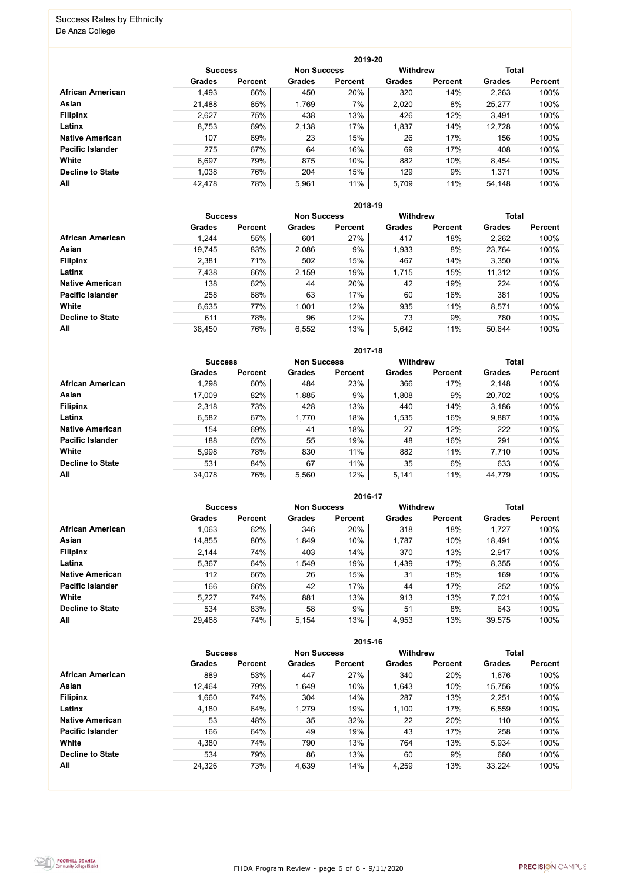# Success Rates by Ethnicity

De Anza College

## 2019-20

| | Success | | Non Success | | Withdrew | | Total | |
|---|---|---|---|---|---|---|---|---|
| | Grades | Percent | Grades | Percent | Grades | Percent | Grades | Percent |
| **African American** | 1,493 | 66% | 450 | 20% | 320 | 14% | 2,263 | 100% |
| **Asian** | 21,488 | 85% | 1,769 | 7% | 2,020 | 8% | 25,277 | 100% |
| **Filipinx** | 2,627 | 75% | 438 | 13% | 426 | 12% | 3,491 | 100% |
| **Latinx** | 8,753 | 69% | 2,138 | 17% | 1,837 | 14% | 12,728 | 100% |
| **Native American** | 107 | 69% | 23 | 15% | 26 | 17% | 156 | 100% |
| **Pacific Islander** | 275 | 67% | 64 | 16% | 69 | 17% | 408 | 100% |
| **White** | 6,697 | 79% | 875 | 10% | 882 | 10% | 8,454 | 100% |
| **Decline to State** | 1,038 | 76% | 204 | 15% | 129 | 9% | 1,371 | 100% |
| **All** | 42,478 | 78% | 5,961 | 11% | 5,709 | 11% | 54,148 | 100% |

## 2018-19

| | Success | | Non Success | | Withdrew | | Total | |
|---|---|---|---|---|---|---|---|---|
| | Grades | Percent | Grades | Percent | Grades | Percent | Grades | Percent |
| **African American** | 1,244 | 55% | 601 | 27% | 417 | 18% | 2,262 | 100% |
| **Asian** | 19,745 | 83% | 2,086 | 9% | 1,933 | 8% | 23,764 | 100% |
| **Filipinx** | 2,381 | 71% | 502 | 15% | 467 | 14% | 3,350 | 100% |
| **Latinx** | 7,438 | 66% | 2,159 | 19% | 1,715 | 15% | 11,312 | 100% |
| **Native American** | 138 | 62% | 44 | 20% | 42 | 19% | 224 | 100% |
| **Pacific Islander** | 258 | 68% | 63 | 17% | 60 | 16% | 381 | 100% |
| **White** | 6,635 | 77% | 1,001 | 12% | 935 | 11% | 8,571 | 100% |
| **Decline to State** | 611 | 78% | 96 | 12% | 73 | 9% | 780 | 100% |
| **All** | 38,450 | 76% | 6,552 | 13% | 5,642 | 11% | 50,644 | 100% |

## 2017-18

| | Success | | Non Success | | Withdrew | | Total | |
|---|---|---|---|---|---|---|---|---|
| | Grades | Percent | Grades | Percent | Grades | Percent | Grades | Percent |
| **African American** | 1,298 | 60% | 484 | 23% | 366 | 17% | 2,148 | 100% |
| **Asian** | 17,009 | 82% | 1,885 | 9% | 1,808 | 9% | 20,702 | 100% |
| **Filipinx** | 2,318 | 73% | 428 | 13% | 440 | 14% | 3,186 | 100% |
| **Latinx** | 6,582 | 67% | 1,770 | 18% | 1,535 | 16% | 9,887 | 100% |
| **Native American** | 154 | 69% | 41 | 18% | 27 | 12% | 222 | 100% |
| **Pacific Islander** | 188 | 65% | 55 | 19% | 48 | 16% | 291 | 100% |
| **White** | 5,998 | 78% | 830 | 11% | 882 | 11% | 7,710 | 100% |
| **Decline to State** | 531 | 84% | 67 | 11% | 35 | 6% | 633 | 100% |
| **All** | 34,078 | 76% | 5,560 | 12% | 5,141 | 11% | 44,779 | 100% |

## 2016-17

| | Success | | Non Success | | Withdrew | | Total | |
|---|---|---|---|---|---|---|---|---|
| | Grades | Percent | Grades | Percent | Grades | Percent | Grades | Percent |
| **African American** | 1,063 | 62% | 346 | 20% | 318 | 18% | 1,727 | 100% |
| **Asian** | 14,855 | 80% | 1,849 | 10% | 1,787 | 10% | 18,491 | 100% |
| **Filipinx** | 2,144 | 74% | 403 | 14% | 370 | 13% | 2,917 | 100% |
| **Latinx** | 5,367 | 64% | 1,549 | 19% | 1,439 | 17% | 8,355 | 100% |
| **Native American** | 112 | 66% | 26 | 15% | 31 | 18% | 169 | 100% |
| **Pacific Islander** | 166 | 66% | 42 | 17% | 44 | 17% | 252 | 100% |
| **White** | 5,227 | 74% | 881 | 13% | 913 | 13% | 7,021 | 100% |
| **Decline to State** | 534 | 83% | 58 | 9% | 51 | 8% | 643 | 100% |
| **All** | 29,468 | 74% | 5,154 | 13% | 4,953 | 13% | 39,575 | 100% |

## 2015-16

| | Success | | Non Success | | Withdrew | | Total | |
|---|---|---|---|---|---|---|---|---|
| | Grades | Percent | Grades | Percent | Grades | Percent | Grades | Percent |
| **African American** | 889 | 53% | 447 | 27% | 340 | 20% | 1,676 | 100% |
| **Asian** | 12,464 | 79% | 1,649 | 10% | 1,643 | 10% | 15,756 | 100% |
| **Filipinx** | 1,660 | 74% | 304 | 14% | 287 | 13% | 2,251 | 100% |
| **Latinx** | 4,180 | 64% | 1,279 | 19% | 1,100 | 17% | 6,559 | 100% |
| **Native American** | 53 | 48% | 35 | 32% | 22 | 20% | 110 | 100% |
| **Pacific Islander** | 166 | 64% | 49 | 19% | 43 | 17% | 258 | 100% |
| **White** | 4,380 | 74% | 790 | 13% | 764 | 13% | 5,934 | 100% |
| **Decline to State** | 534 | 79% | 86 | 13% | 60 | 9% | 680 | 100% |
| **All** | 24,326 | 73% | 4,639 | 14% | 4,259 | 13% | 33,224 | 100% |